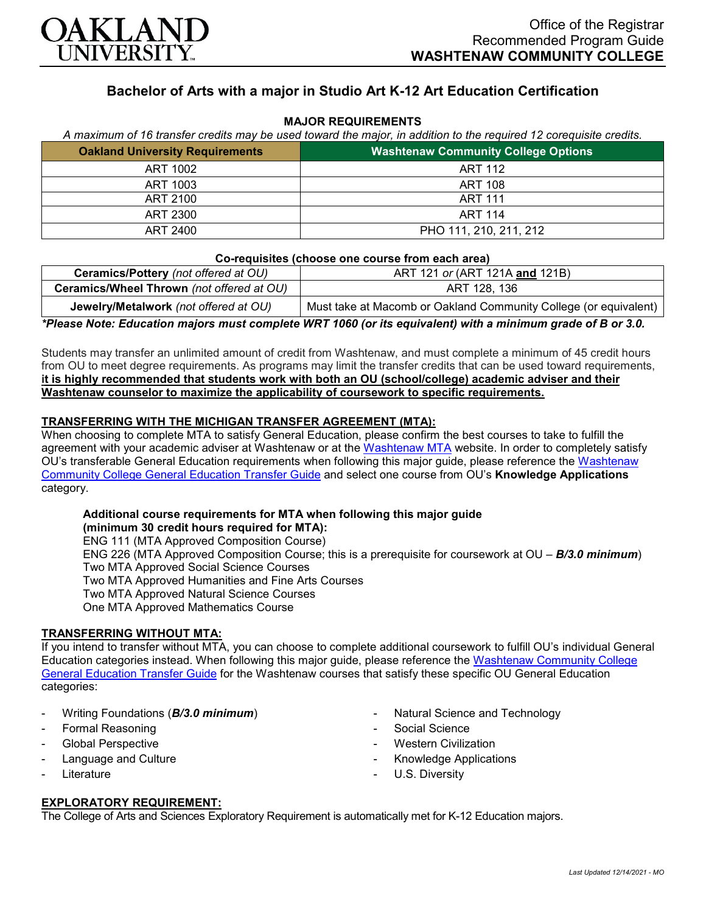OAKLAND UNIVERSITY

Office of the Registrar
Recommended Program Guide
**WASHTENAW COMMUNITY COLLEGE**

# Bachelor of Arts with a major in Studio Art K-12 Art Education Certification

## MAJOR REQUIREMENTS

*A maximum of 16 transfer credits may be used toward the major, in addition to the required 12 corequisite credits.*

| Oakland University Requirements | Washtenaw Community College Options |
|---|---|
| ART 1002 | ART 112 |
| ART 1003 | ART 108 |
| ART 2100 | ART 111 |
| ART 2300 | ART 114 |
| ART 2400 | PHO 111, 210, 211, 212 |

**Co-requisites (choose one course from each area)**

| | |
|---|---|
| **Ceramics/Pottery** *(not offered at OU)* | ART 121 *or* (ART 121A **and** 121B) |
| **Ceramics/Wheel Thrown** *(not offered at OU)* | ART 128, 136 |
| **Jewelry/Metalwork** *(not offered at OU)* | Must take at Macomb or Oakland Community College (or equivalent) |

***Please Note: Education majors must complete WRT 1060 (or its equivalent) with a minimum grade of B or 3.0.***

Students may transfer an unlimited amount of credit from Washtenaw, and must complete a minimum of 45 credit hours from OU to meet degree requirements. As programs may limit the transfer credits that can be used toward requirements, **it is highly recommended that students work with both an OU (school/college) academic adviser and their Washtenaw counselor to maximize the applicability of coursework to specific requirements.**

### TRANSFERRING WITH THE MICHIGAN TRANSFER AGREEMENT (MTA):

When choosing to complete MTA to satisfy General Education, please confirm the best courses to take to fulfill the agreement with your academic adviser at Washtenaw or at the Washtenaw MTA website. In order to completely satisfy OU's transferable General Education requirements when following this major guide, please reference the Washtenaw Community College General Education Transfer Guide and select one course from OU's **Knowledge Applications** category.

**Additional course requirements for MTA when following this major guide (minimum 30 credit hours required for MTA):**
ENG 111 (MTA Approved Composition Course)
ENG 226 (MTA Approved Composition Course; this is a prerequisite for coursework at OU – ***B/3.0 minimum***)
Two MTA Approved Social Science Courses
Two MTA Approved Humanities and Fine Arts Courses
Two MTA Approved Natural Science Courses
One MTA Approved Mathematics Course

### TRANSFERRING WITHOUT MTA:

If you intend to transfer without MTA, you can choose to complete additional coursework to fulfill OU's individual General Education categories instead. When following this major guide, please reference the Washtenaw Community College General Education Transfer Guide for the Washtenaw courses that satisfy these specific OU General Education categories:

- Writing Foundations (***B/3.0 minimum***)
- Formal Reasoning
- Global Perspective
- Language and Culture
- Literature
- Natural Science and Technology
- Social Science
- Western Civilization
- Knowledge Applications
- U.S. Diversity

### EXPLORATORY REQUIREMENT:

The College of Arts and Sciences Exploratory Requirement is automatically met for K-12 Education majors.

*Last Updated 12/14/2021 - MO*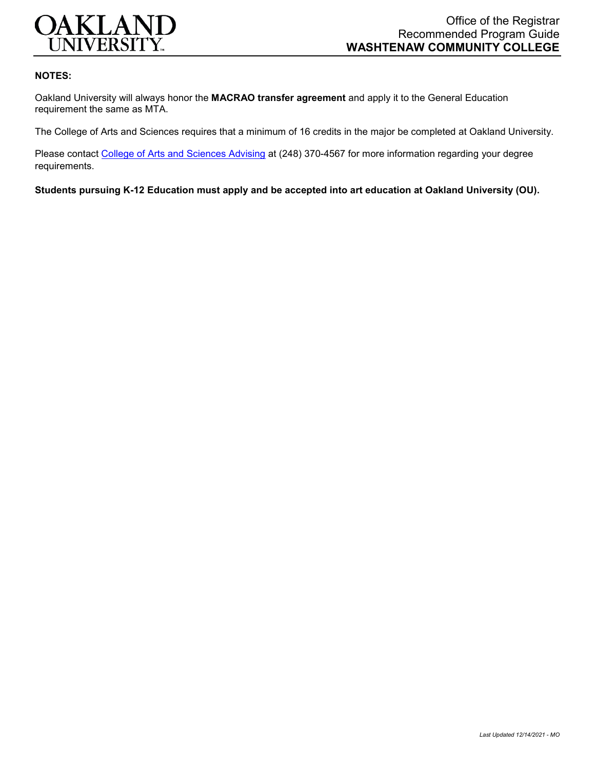**NOTES:**

Oakland University will always honor the **MACRAO transfer agreement** and apply it to the General Education requirement the same as MTA.

The College of Arts and Sciences requires that a minimum of 16 credits in the major be completed at Oakland University.

Please contact College of Arts and Sciences Advising at (248) 370-4567 for more information regarding your degree requirements.

**Students pursuing K-12 Education must apply and be accepted into art education at Oakland University (OU).**

*Last Updated 12/14/2021 - MO*